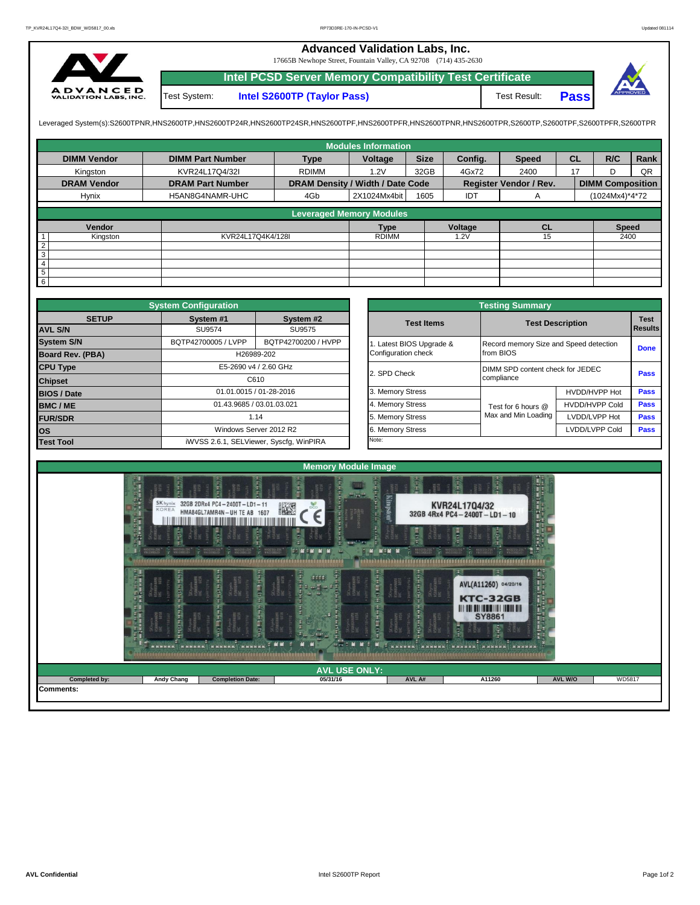# Advanced Validation Labs, Inc.

17665B Newhope Street, Fountain Valley, CA 92708 (714) 435-2630

## Intel PCSD Server Memory Compatibility Test Certificate

Test System: **Intel S2600TP (Taylor Pass)** Test Result: **Pass**

Leveraged System(s):S2600TPNR,HNS2600TP,HNS2600TP24R,HNS2600TP24SR,HNS2600TPF,HNS2600TPFR,HNS2600TPNR,HNS2600TPR,S2600TP,S2600TPF,S2600TPFR,S2600TPR

### Modules Information

| DIMM Vendor | DIMM Part Number | Type | Voltage | Size | Config. | Speed | CL | R/C | Rank |
|---|---|---|---|---|---|---|---|---|---|
| Kingston | KVR24L17Q4/32I | RDIMM | 1.2V | 32GB | 4Gx72 | 2400 | 17 | D | QR |
| **DRAM Vendor** | **DRAM Part Number** | **DRAM Density / Width / Date Code** | | | **Register Vendor / Rev.** | | **DIMM Composition** | | |
| Hynix | H5AN8G4NAMR-UHC | 4Gb | 2X1024Mx4bit | 1605 | IDT | A | (1024Mx4)*4*72 | | |

### Leveraged Memory Modules

| | Vendor | | Type | Voltage | CL | Speed |
|---|---|---|---|---|---|---|
| 1 | Kingston | KVR24L17Q4K4/128I | RDIMM | 1.2V | 15 | 2400 |
| 2 | | | | | | |
| 3 | | | | | | |
| 4 | | | | | | |
| 5 | | | | | | |
| 6 | | | | | | |

### System Configuration

| SETUP | System #1 | System #2 |
|---|---|---|
| AVL S/N | SU9574 | SU9575 |
| System S/N | BQTP42700005 / LVPP | BQTP42700200 / HVPP |
| Board Rev. (PBA) | H26989-202 | |
| CPU Type | E5-2690 v4 / 2.60 GHz | |
| Chipset | C610 | |
| BIOS / Date | 01.01.0015 / 01-28-2016 | |
| BMC / ME | 01.43.9685 / 03.01.03.021 | |
| FUR/SDR | 1.14 | |
| OS | Windows Server 2012 R2 | |
| Test Tool | iWVSS 2.6.1, SELViewer, Syscfg, WinPIRA | |

### Testing Summary

| Test Items | Test Description | | Test Results |
|---|---|---|---|
| 1. Latest BIOS Upgrade & Configuration check | Record memory Size and Speed detection from BIOS | | Done |
| 2. SPD Check | DIMM SPD content check for JEDEC compliance | | Pass |
| 3. Memory Stress | Test for 6 hours @ Max and Min Loading | HVDD/HVPP Hot | Pass |
| 4. Memory Stress | | HVDD/HVPP Cold | Pass |
| 5. Memory Stress | | LVDD/LVPP Hot | Pass |
| 6. Memory Stress | | LVDD/LVPP Cold | Pass |
| Note: | | | |

### Memory Module Image

### AVL USE ONLY:

| Completed by: | Andy Chang | Completion Date: | 05/31/16 | AVL A# | A11260 | AVL W/O | WD5817 |
|---|---|---|---|---|---|---|---|

Comments: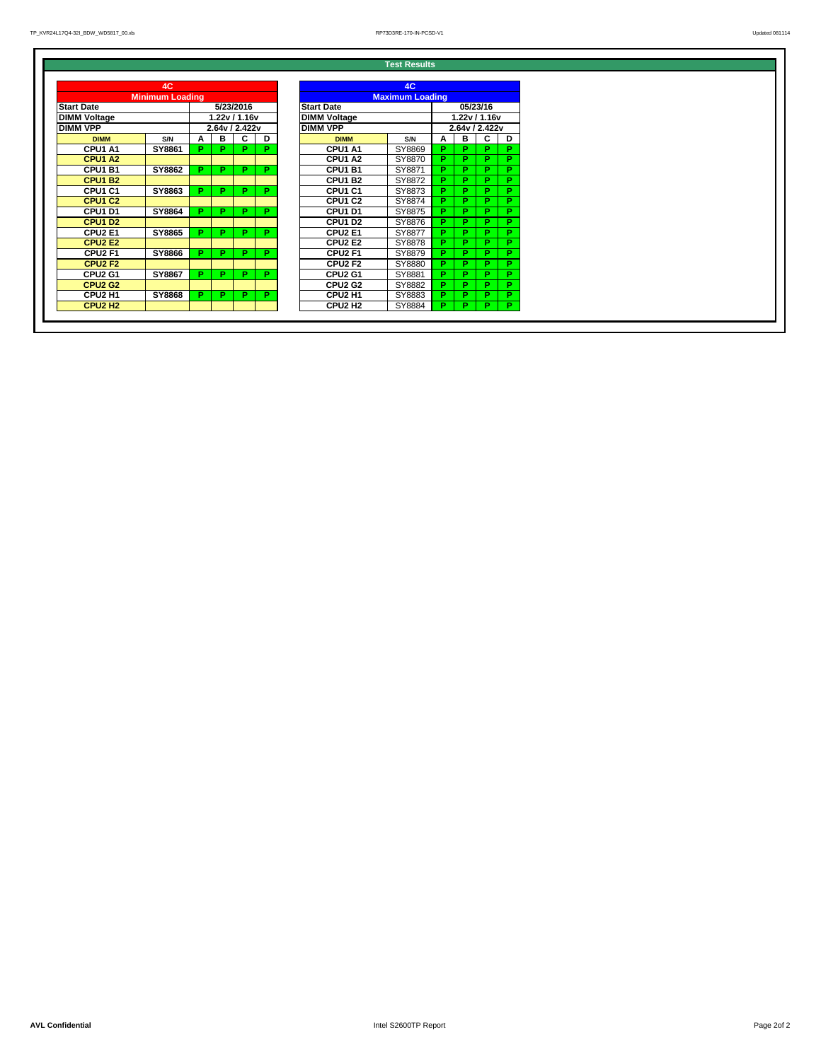## Test Results

| 4C Minimum Loading | | | | | |
|---|---|---|---|---|---|
| Start Date | | 5/23/2016 | | | |
| DIMM Voltage | | 1.22v / 1.16v | | | |
| DIMM VPP | | 2.64v / 2.422v | | | |
| DIMM | S/N | A | B | C | D |
| CPU1 A1 | SY8861 | P | P | P | P |
| CPU1 A2 | | | | | |
| CPU1 B1 | SY8862 | P | P | P | P |
| CPU1 B2 | | | | | |
| CPU1 C1 | SY8863 | P | P | P | P |
| CPU1 C2 | | | | | |
| CPU1 D1 | SY8864 | P | P | P | P |
| CPU1 D2 | | | | | |
| CPU2 E1 | SY8865 | P | P | P | P |
| CPU2 E2 | | | | | |
| CPU2 F1 | SY8866 | P | P | P | P |
| CPU2 F2 | | | | | |
| CPU2 G1 | SY8867 | P | P | P | P |
| CPU2 G2 | | | | | |
| CPU2 H1 | SY8868 | P | P | P | P |
| CPU2 H2 | | | | | |

| 4C Maximum Loading | | | | | |
|---|---|---|---|---|---|
| Start Date | | 05/23/16 | | | |
| DIMM Voltage | | 1.22v / 1.16v | | | |
| DIMM VPP | | 2.64v / 2.422v | | | |
| DIMM | S/N | A | B | C | D |
| CPU1 A1 | SY8869 | P | P | P | P |
| CPU1 A2 | SY8870 | P | P | P | P |
| CPU1 B1 | SY8871 | P | P | P | P |
| CPU1 B2 | SY8872 | P | P | P | P |
| CPU1 C1 | SY8873 | P | P | P | P |
| CPU1 C2 | SY8874 | P | P | P | P |
| CPU1 D1 | SY8875 | P | P | P | P |
| CPU1 D2 | SY8876 | P | P | P | P |
| CPU2 E1 | SY8877 | P | P | P | P |
| CPU2 E2 | SY8878 | P | P | P | P |
| CPU2 F1 | SY8879 | P | P | P | P |
| CPU2 F2 | SY8880 | P | P | P | P |
| CPU2 G1 | SY8881 | P | P | P | P |
| CPU2 G2 | SY8882 | P | P | P | P |
| CPU2 H1 | SY8883 | P | P | P | P |
| CPU2 H2 | SY8884 | P | P | P | P |